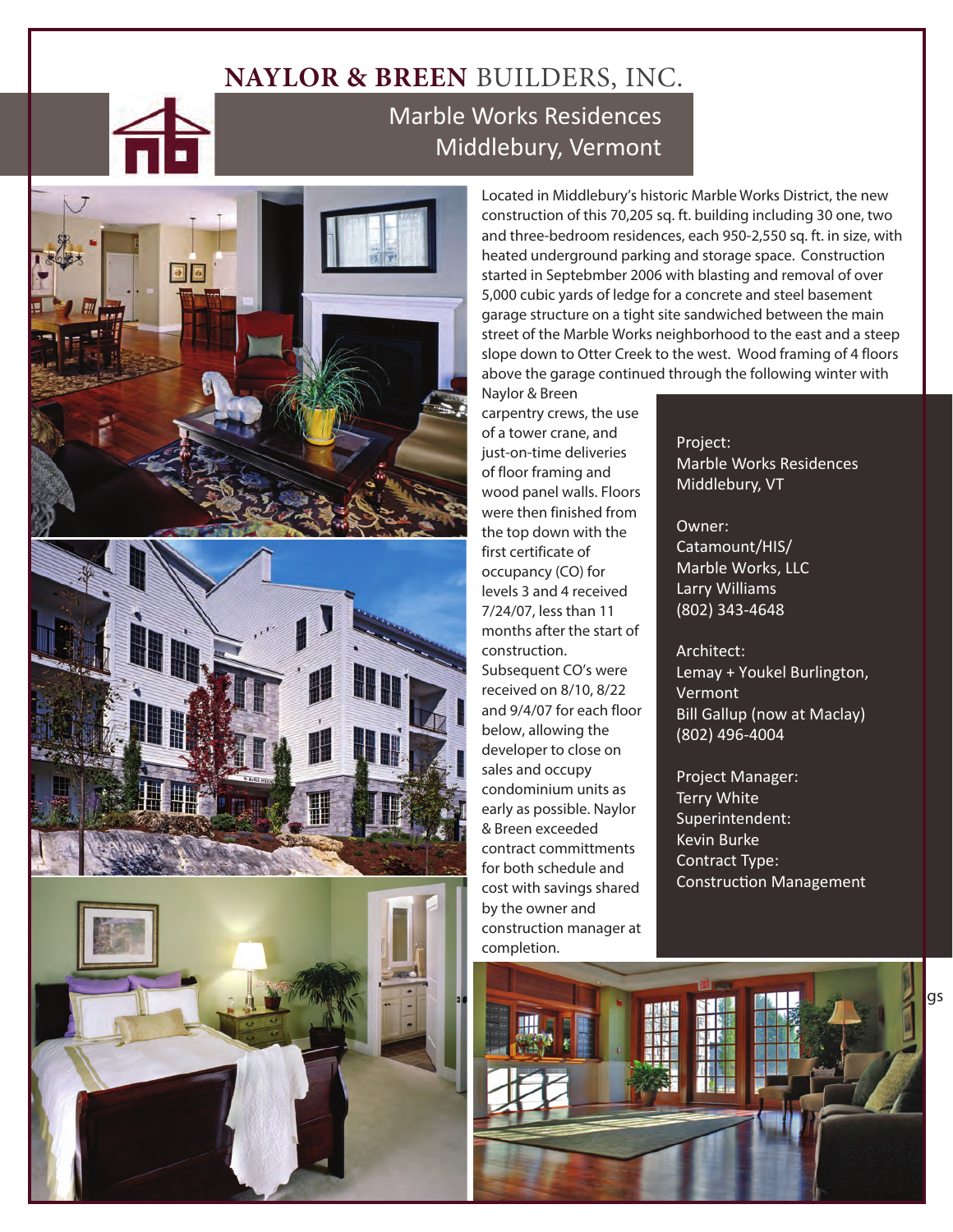# NAYLOR & BREEN BUILDERS, INC.

## Marble Works Residences
## Middlebury, Vermont

Located in Middlebury's historic Marble Works District, the new construction of this 70,205 sq. ft. building including 30 one, two and three-bedroom residences, each 950-2,550 sq. ft. in size, with heated underground parking and storage space. Construction started in Septebmber 2006 with blasting and removal of over 5,000 cubic yards of ledge for a concrete and steel basement garage structure on a tight site sandwiched between the main street of the Marble Works neighborhood to the east and a steep slope down to Otter Creek to the west. Wood framing of 4 floors above the garage continued through the following winter with Naylor & Breen carpentry crews, the use of a tower crane, and just-on-time deliveries of floor framing and wood panel walls. Floors were then finished from the top down with the first certificate of occupancy (CO) for levels 3 and 4 received 7/24/07, less than 11 months after the start of construction. Subsequent CO's were received on 8/10, 8/22 and 9/4/07 for each floor below, allowing the developer to close on sales and occupy condominium units as early as possible. Naylor & Breen exceeded contract committments for both schedule and cost with savings shared by the owner and construction manager at completion.

Project:
Marble Works Residences
Middlebury, VT

Owner:
Catamount/HIS/
Marble Works, LLC
Larry Williams
(802) 343-4648

Architect:
Lemay + Youkel Burlington, Vermont
Bill Gallup (now at Maclay)
(802) 496-4004

Project Manager:
Terry White
Superintendent:
Kevin Burke
Contract Type:
Construction Management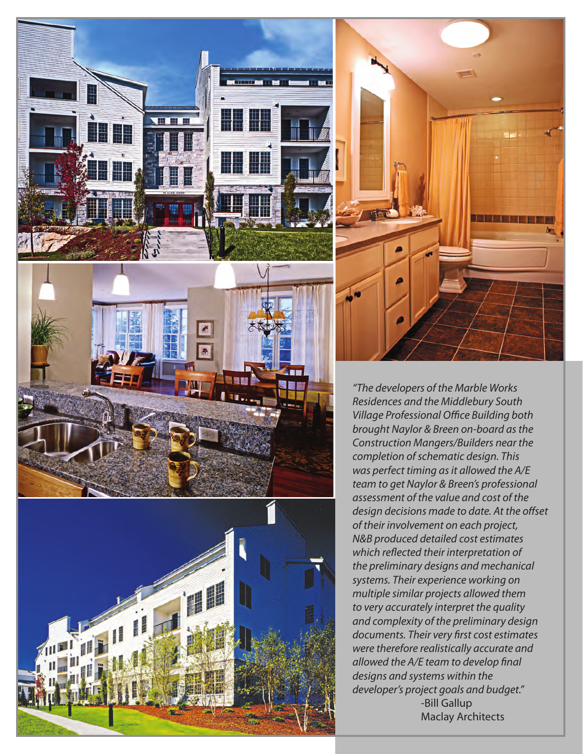*"The developers of the Marble Works Residences and the Middlebury South Village Professional Office Building both brought Naylor & Breen on-board as the Construction Mangers/Builders near the completion of schematic design. This was perfect timing as it allowed the A/E team to get Naylor & Breen's professional assessment of the value and cost of the design decisions made to date. At the offset of their involvement on each project, N&B produced detailed cost estimates which reflected their interpretation of the preliminary designs and mechanical systems. Their experience working on multiple similar projects allowed them to very accurately interpret the quality and complexity of the preliminary design documents. Their very first cost estimates were therefore realistically accurate and allowed the A/E team to develop final designs and systems within the developer's project goals and budget."*

-Bill Gallup
Maclay Architects